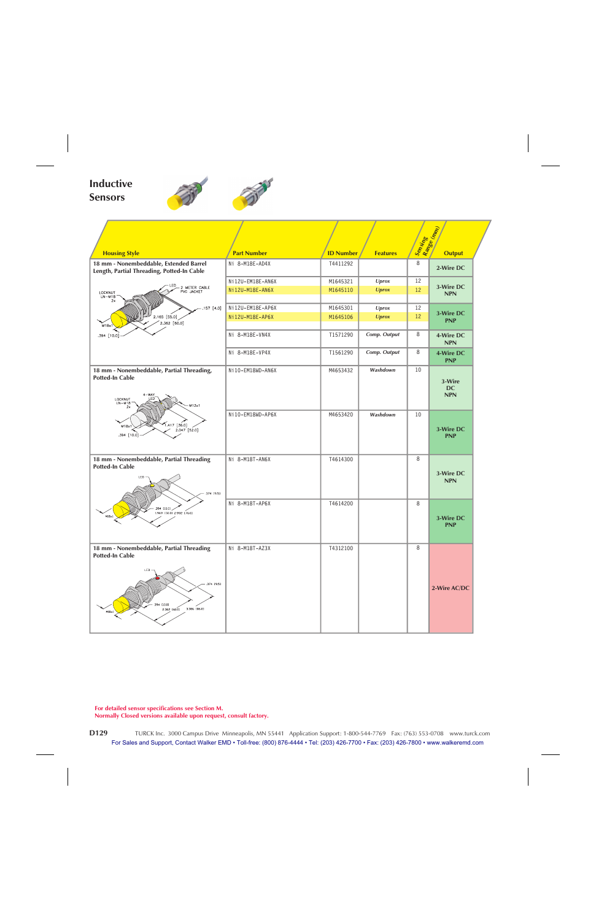# Inductive Sensors

| Housing Style | Part Number | ID Number | Features | Sensing Range (mm) | Output |
|---|---|---|---|---|---|
| 18 mm - Nonembeddable, Extended Barrel Length, Partial Threading, Potted-In Cable | Ni 8-M18E-AD4X | T4411292 | | 8 | 2-Wire DC |
| | Ni12U-EM18E-AN6X | M1645321 | *Uprox* | 12 | 3-Wire DC NPN |
| | Ni12U-M18E-AN6X | M1645110 | *Uprox* | 12 | 3-Wire DC NPN |
| | Ni12U-EM18E-AP6X | M1645301 | *Uprox* | 12 | 3-Wire DC PNP |
| | Ni12U-M18E-AP6X | M1645106 | *Uprox* | 12 | 3-Wire DC PNP |
| | Ni 8-M18E-VN4X | T1571290 | *Comp. Output* | 8 | 4-Wire DC NPN |
| | Ni 8-M18E-VP4X | T1561290 | *Comp. Output* | 8 | 4-Wire DC PNP |
| 18 mm - Nonembeddable, Partial Threading, Potted-In Cable | Ni10-EM18WD-AN6X | M4653432 | *Washdown* | 10 | 3-Wire DC NPN |
| | Ni10-EM18WD-AP6X | M4653420 | *Washdown* | 10 | 3-Wire DC PNP |
| 18 mm - Nonembeddable, Partial Threading Potted-In Cable | Ni 8-M18T-AN6X | T4614300 | | 8 | 3-Wire DC NPN |
| | Ni 8-M18T-AP6X | T4614200 | | 8 | 3-Wire DC PNP |
| 18 mm - Nonembeddable, Partial Threading Potted-In Cable | Ni 8-M18T-AZ3X | T4312100 | | 8 | 2-Wire AC/DC |

For detailed sensor specifications see Section M.
Normally Closed versions available upon request, consult factory.

TURCK Inc. 3000 Campus Drive Minneapolis, MN 55441 Application Support: 1-800-544-7769 Fax: (763) 553-0708 www.turck.com
For Sales and Support, Contact Walker EMD • Toll-free: (800) 876-4444 • Tel: (203) 426-7700 • Fax: (203) 426-7800 • www.walkeremd.com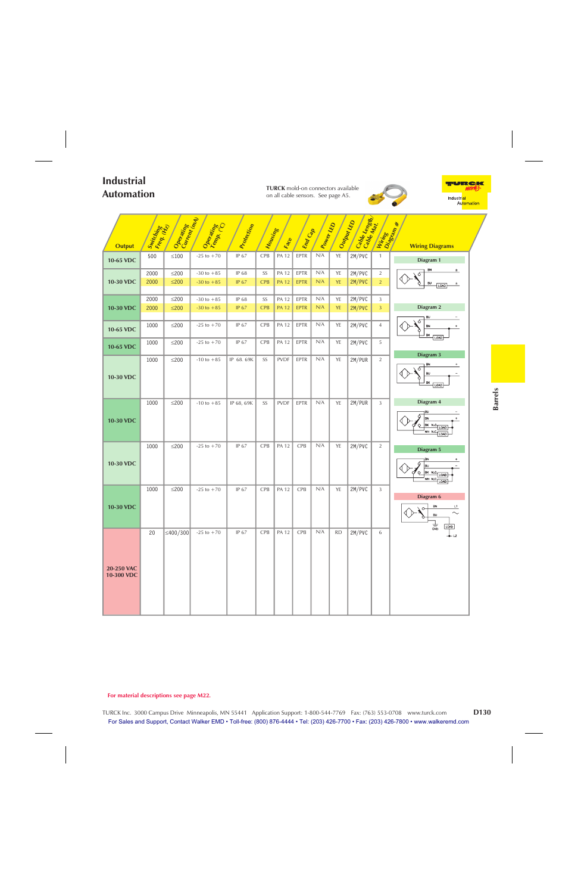# Industrial Automation

**TURCK** mold-on connectors available on all cable sensors. See page A5.

| Output | Switching Freq. (Hz) | Operating Current (mA) | Operating Temp. (°C) | Protection | Housing | Face | End Cap | Power LED | Output LED | Cable Length/ Cable Mat. | Wiring Diagram # |
|---|---|---|---|---|---|---|---|---|---|---|---|
| 10-65 VDC | 500 | ≤100 | -25 to +70 | IP 67 | CPB | PA 12 | EPTR | N/A | YE | 2M/PVC | 1 |
| 10-30 VDC | 2000 | ≤200 | -30 to +85 | IP 68 | SS | PA 12 | EPTR | N/A | YE | 2M/PVC | 2 |
| | 2000 | ≤200 | -30 to +85 | IP 67 | CPB | PA 12 | EPTR | N/A | YE | 2M/PVC | 2 |
| 10-30 VDC | 2000 | ≤200 | -30 to +85 | IP 68 | SS | PA 12 | EPTR | N/A | YE | 2M/PVC | 3 |
| | 2000 | ≤200 | -30 to +85 | IP 67 | CPB | PA 12 | EPTR | N/A | YE | 2M/PVC | 3 |
| 10-65 VDC | 1000 | ≤200 | -25 to +70 | IP 67 | CPB | PA 12 | EPTR | N/A | YE | 2M/PVC | 4 |
| 10-65 VDC | 1000 | ≤200 | -25 to +70 | IP 67 | CPB | PA 12 | EPTR | N/A | YE | 2M/PVC | 5 |
| 10-30 VDC | 1000 | ≤200 | -10 to +85 | IP 68, 69K | SS | PVDF | EPTR | N/A | YE | 2M/PUR | 2 |
| 10-30 VDC | 1000 | ≤200 | -10 to +85 | IP 68, 69K | SS | PVDF | EPTR | N/A | YE | 2M/PUR | 3 |
| 10-30 VDC | 1000 | ≤200 | -25 to +70 | IP 67 | CPB | PA 12 | CPB | N/A | YE | 2M/PVC | 2 |
| 10-30 VDC | 1000 | ≤200 | -25 to +70 | IP 67 | CPB | PA 12 | CPB | N/A | YE | 2M/PVC | 3 |
| 20-250 VAC 10-300 VDC | 20 | ≤400/300 | -25 to +70 | IP 67 | CPB | PA 12 | CPB | N/A | RD | 2M/PVC | 6 |

## Wiring Diagrams

Diagram 1

BN +
BU LOAD +

Diagram 2

BU –
BN +
BK LOAD

Diagram 3

BN +
BU –
BK LOAD

Diagram 4

BU –
BN +
BK N.O. LOAD
WH N.C. LOAD

Diagram 5

BN +
BU –
BK N.O. LOAD
WH N.C. LOAD

Diagram 6

BN L1
BU
(GND) LOAD
L2

Barrels

For material descriptions see page M22.

TURCK Inc. 3000 Campus Drive Minneapolis, MN 55441 Application Support: 1-800-544-7769 Fax: (763) 553-0708 www.turck.com

For Sales and Support, Contact Walker EMD • Toll-free: (800) 876-4444 • Tel: (203) 426-7700 • Fax: (203) 426-7800 • www.walkeremd.com